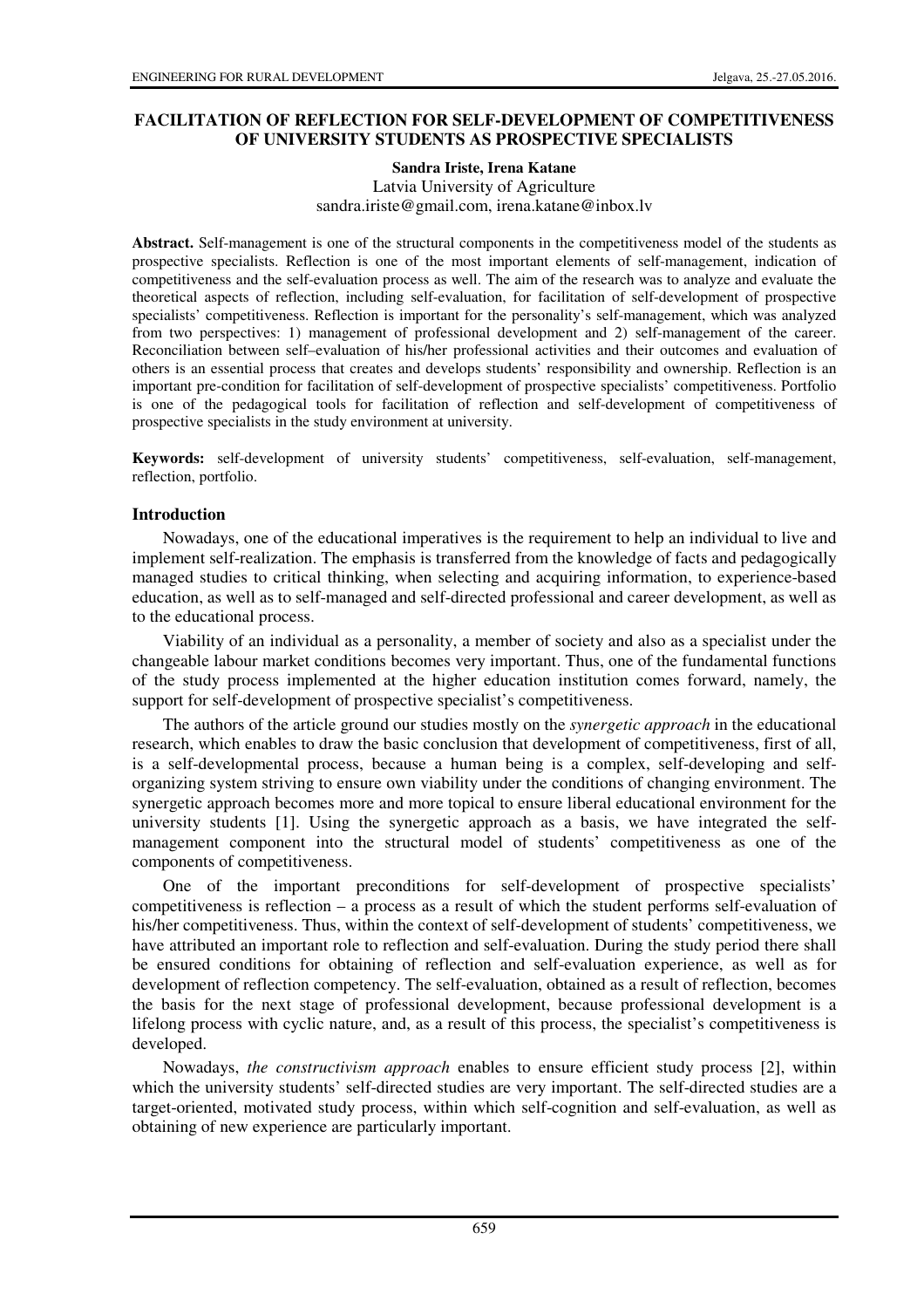# FACILITATION OF REFLECTION FOR SELF-DEVELOPMENT OF COMPETITIVENESS OF UNIVERSITY STUDENTS AS PROSPECTIVE SPECIALISTS

**Sandra Iriste, Irena Katane**
Latvia University of Agriculture
sandra.iriste@gmail.com, irena.katane@inbox.lv

**Abstract.** Self-management is one of the structural components in the competitiveness model of the students as prospective specialists. Reflection is one of the most important elements of self-management, indication of competitiveness and the self-evaluation process as well. The aim of the research was to analyze and evaluate the theoretical aspects of reflection, including self-evaluation, for facilitation of self-development of prospective specialists' competitiveness. Reflection is important for the personality's self-management, which was analyzed from two perspectives: 1) management of professional development and 2) self-management of the career. Reconciliation between self–evaluation of his/her professional activities and their outcomes and evaluation of others is an essential process that creates and develops students' responsibility and ownership. Reflection is an important pre-condition for facilitation of self-development of prospective specialists' competitiveness. Portfolio is one of the pedagogical tools for facilitation of reflection and self-development of competitiveness of prospective specialists in the study environment at university.

**Keywords:** self-development of university students' competitiveness, self-evaluation, self-management, reflection, portfolio.

## Introduction

Nowadays, one of the educational imperatives is the requirement to help an individual to live and implement self-realization. The emphasis is transferred from the knowledge of facts and pedagogically managed studies to critical thinking, when selecting and acquiring information, to experience-based education, as well as to self-managed and self-directed professional and career development, as well as to the educational process.

Viability of an individual as a personality, a member of society and also as a specialist under the changeable labour market conditions becomes very important. Thus, one of the fundamental functions of the study process implemented at the higher education institution comes forward, namely, the support for self-development of prospective specialist's competitiveness.

The authors of the article ground our studies mostly on the *synergetic approach* in the educational research, which enables to draw the basic conclusion that development of competitiveness, first of all, is a self-developmental process, because a human being is a complex, self-developing and self-organizing system striving to ensure own viability under the conditions of changing environment. The synergetic approach becomes more and more topical to ensure liberal educational environment for the university students [1]. Using the synergetic approach as a basis, we have integrated the self-management component into the structural model of students' competitiveness as one of the components of competitiveness.

One of the important preconditions for self-development of prospective specialists' competitiveness is reflection – a process as a result of which the student performs self-evaluation of his/her competitiveness. Thus, within the context of self-development of students' competitiveness, we have attributed an important role to reflection and self-evaluation. During the study period there shall be ensured conditions for obtaining of reflection and self-evaluation experience, as well as for development of reflection competency. The self-evaluation, obtained as a result of reflection, becomes the basis for the next stage of professional development, because professional development is a lifelong process with cyclic nature, and, as a result of this process, the specialist's competitiveness is developed.

Nowadays, *the constructivism approach* enables to ensure efficient study process [2], within which the university students' self-directed studies are very important. The self-directed studies are a target-oriented, motivated study process, within which self-cognition and self-evaluation, as well as obtaining of new experience are particularly important.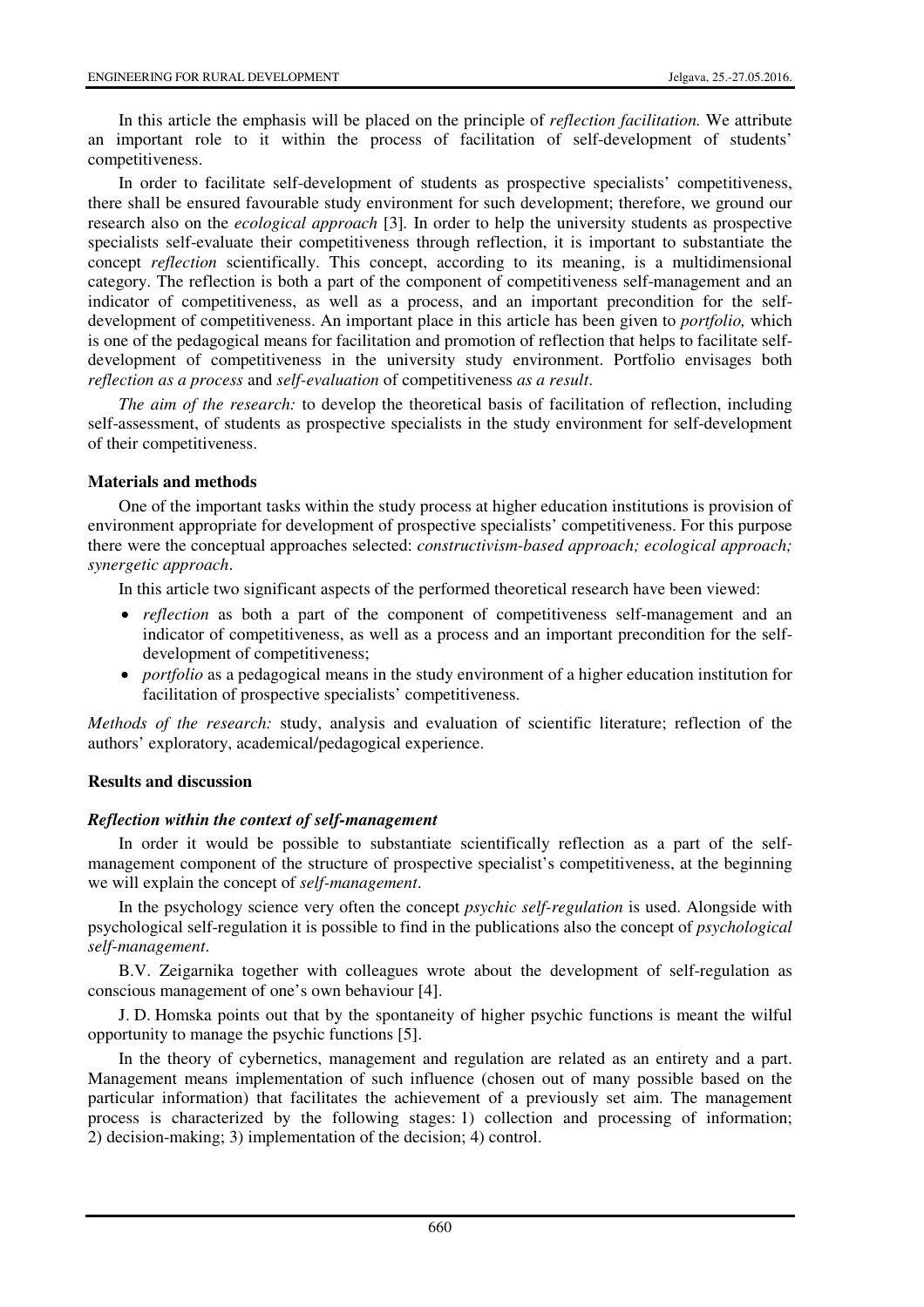In this article the emphasis will be placed on the principle of *reflection facilitation.* We attribute an important role to it within the process of facilitation of self-development of students' competitiveness.

In order to facilitate self-development of students as prospective specialists' competitiveness, there shall be ensured favourable study environment for such development; therefore, we ground our research also on the *ecological approach* [3]. In order to help the university students as prospective specialists self-evaluate their competitiveness through reflection, it is important to substantiate the concept *reflection* scientifically. This concept, according to its meaning, is a multidimensional category. The reflection is both a part of the component of competitiveness self-management and an indicator of competitiveness, as well as a process, and an important precondition for the self-development of competitiveness. An important place in this article has been given to *portfolio,* which is one of the pedagogical means for facilitation and promotion of reflection that helps to facilitate self-development of competitiveness in the university study environment. Portfolio envisages both *reflection as a process* and *self-evaluation* of competitiveness *as a result*.

*The aim of the research:* to develop the theoretical basis of facilitation of reflection, including self-assessment, of students as prospective specialists in the study environment for self-development of their competitiveness.

## Materials and methods

One of the important tasks within the study process at higher education institutions is provision of environment appropriate for development of prospective specialists' competitiveness. For this purpose there were the conceptual approaches selected: *constructivism-based approach; ecological approach; synergetic approach*.

In this article two significant aspects of the performed theoretical research have been viewed:

- *reflection* as both a part of the component of competitiveness self-management and an indicator of competitiveness, as well as a process and an important precondition for the self-development of competitiveness;
- *portfolio* as a pedagogical means in the study environment of a higher education institution for facilitation of prospective specialists' competitiveness.

*Methods of the research:* study, analysis and evaluation of scientific literature; reflection of the authors' exploratory, academical/pedagogical experience.

## Results and discussion

### *Reflection within the context of self-management*

In order it would be possible to substantiate scientifically reflection as a part of the self-management component of the structure of prospective specialist's competitiveness, at the beginning we will explain the concept of *self-management*.

In the psychology science very often the concept *psychic self-regulation* is used. Alongside with psychological self-regulation it is possible to find in the publications also the concept of *psychological self-management*.

B.V. Zeigarnika together with colleagues wrote about the development of self-regulation as conscious management of one's own behaviour [4].

J. D. Homska points out that by the spontaneity of higher psychic functions is meant the wilful opportunity to manage the psychic functions [5].

In the theory of cybernetics, management and regulation are related as an entirety and a part. Management means implementation of such influence (chosen out of many possible based on the particular information) that facilitates the achievement of a previously set aim. The management process is characterized by the following stages: 1) collection and processing of information; 2) decision-making; 3) implementation of the decision; 4) control.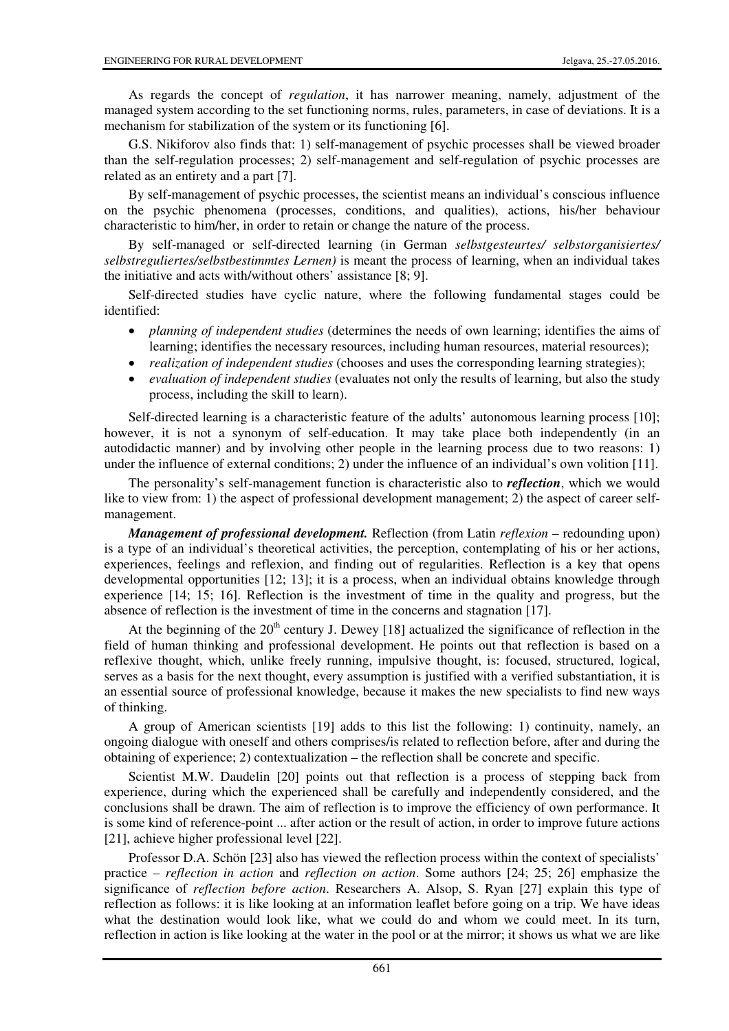As regards the concept of *regulation*, it has narrower meaning, namely, adjustment of the managed system according to the set functioning norms, rules, parameters, in case of deviations. It is a mechanism for stabilization of the system or its functioning [6].

G.S. Nikiforov also finds that: 1) self-management of psychic processes shall be viewed broader than the self-regulation processes; 2) self-management and self-regulation of psychic processes are related as an entirety and a part [7].

By self-management of psychic processes, the scientist means an individual's conscious influence on the psychic phenomena (processes, conditions, and qualities), actions, his/her behaviour characteristic to him/her, in order to retain or change the nature of the process.

By self-managed or self-directed learning (in German *selbstgesteurtes/ selbstorganisiertes/ selbstreguliertes/selbstbestimmtes Lernen)* is meant the process of learning, when an individual takes the initiative and acts with/without others' assistance [8; 9].

Self-directed studies have cyclic nature, where the following fundamental stages could be identified:

- *planning of independent studies* (determines the needs of own learning; identifies the aims of learning; identifies the necessary resources, including human resources, material resources);
- *realization of independent studies* (chooses and uses the corresponding learning strategies);
- *evaluation of independent studies* (evaluates not only the results of learning, but also the study process, including the skill to learn).

Self-directed learning is a characteristic feature of the adults' autonomous learning process [10]; however, it is not a synonym of self-education. It may take place both independently (in an autodidactic manner) and by involving other people in the learning process due to two reasons: 1) under the influence of external conditions; 2) under the influence of an individual's own volition [11].

The personality's self-management function is characteristic also to ***reflection***, which we would like to view from: 1) the aspect of professional development management; 2) the aspect of career self-management.

***Management of professional development.*** Reflection (from Latin *reflexion* – redounding upon) is a type of an individual's theoretical activities, the perception, contemplating of his or her actions, experiences, feelings and reflexion, and finding out of regularities. Reflection is a key that opens developmental opportunities [12; 13]; it is a process, when an individual obtains knowledge through experience [14; 15; 16]. Reflection is the investment of time in the quality and progress, but the absence of reflection is the investment of time in the concerns and stagnation [17].

At the beginning of the 20[th] century J. Dewey [18] actualized the significance of reflection in the field of human thinking and professional development. He points out that reflection is based on a reflexive thought, which, unlike freely running, impulsive thought, is: focused, structured, logical, serves as a basis for the next thought, every assumption is justified with a verified substantiation, it is an essential source of professional knowledge, because it makes the new specialists to find new ways of thinking.

A group of American scientists [19] adds to this list the following: 1) continuity, namely, an ongoing dialogue with oneself and others comprises/is related to reflection before, after and during the obtaining of experience; 2) contextualization – the reflection shall be concrete and specific.

Scientist M.W. Daudelin [20] points out that reflection is a process of stepping back from experience, during which the experienced shall be carefully and independently considered, and the conclusions shall be drawn. The aim of reflection is to improve the efficiency of own performance. It is some kind of reference-point ... after action or the result of action, in order to improve future actions [21], achieve higher professional level [22].

Professor D.A. Schön [23] also has viewed the reflection process within the context of specialists' practice – *reflection in action* and *reflection on action*. Some authors [24; 25; 26] emphasize the significance of *reflection before action*. Researchers A. Alsop, S. Ryan [27] explain this type of reflection as follows: it is like looking at an information leaflet before going on a trip. We have ideas what the destination would look like, what we could do and whom we could meet. In its turn, reflection in action is like looking at the water in the pool or at the mirror; it shows us what we are like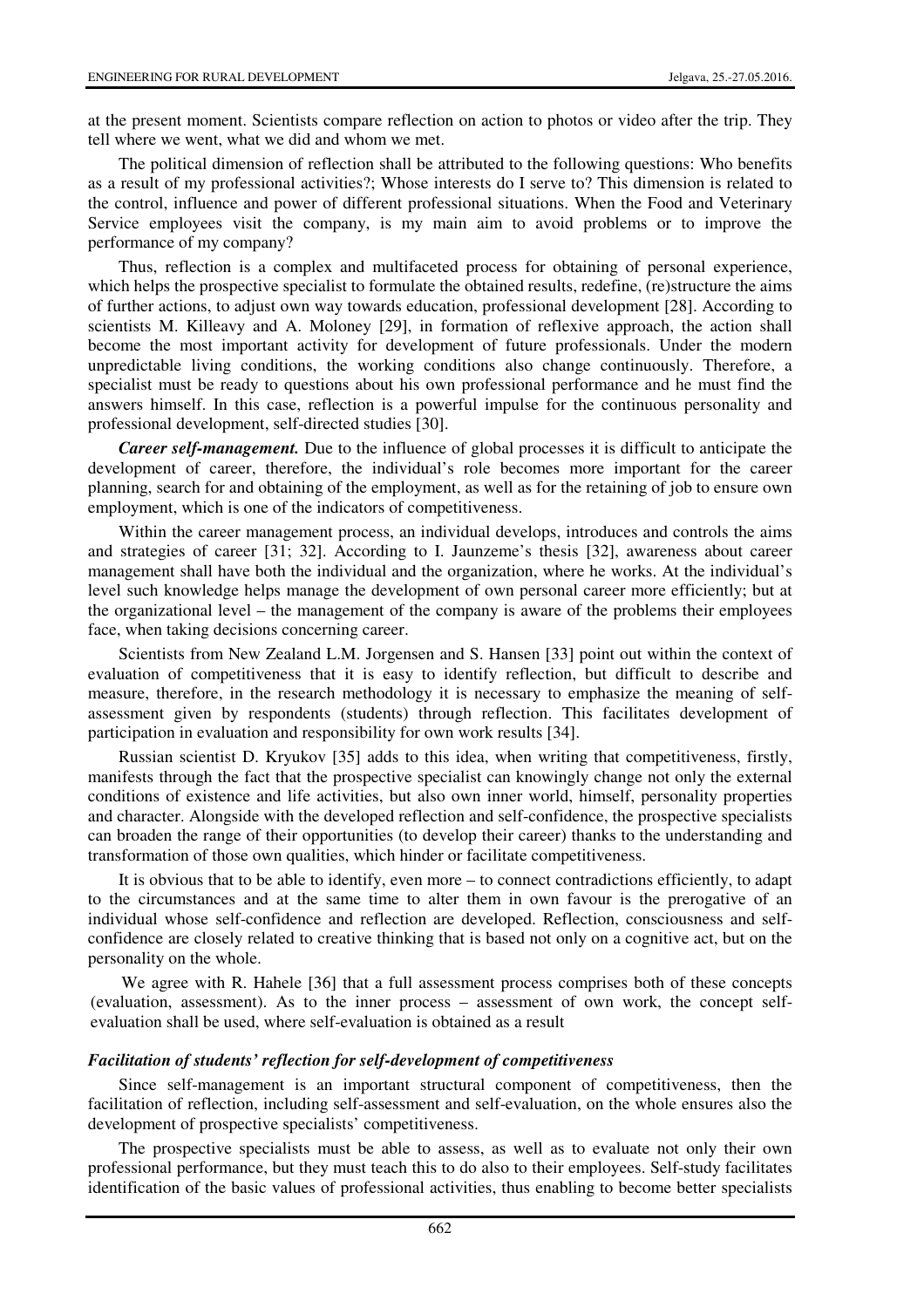at the present moment. Scientists compare reflection on action to photos or video after the trip. They tell where we went, what we did and whom we met.

The political dimension of reflection shall be attributed to the following questions: Who benefits as a result of my professional activities?; Whose interests do I serve to? This dimension is related to the control, influence and power of different professional situations. When the Food and Veterinary Service employees visit the company, is my main aim to avoid problems or to improve the performance of my company?

Thus, reflection is a complex and multifaceted process for obtaining of personal experience, which helps the prospective specialist to formulate the obtained results, redefine, (re)structure the aims of further actions, to adjust own way towards education, professional development [28]. According to scientists M. Killeavy and A. Moloney [29], in formation of reflexive approach, the action shall become the most important activity for development of future professionals. Under the modern unpredictable living conditions, the working conditions also change continuously. Therefore, a specialist must be ready to questions about his own professional performance and he must find the answers himself. In this case, reflection is a powerful impulse for the continuous personality and professional development, self-directed studies [30].

***Career self-management.*** Due to the influence of global processes it is difficult to anticipate the development of career, therefore, the individual's role becomes more important for the career planning, search for and obtaining of the employment, as well as for the retaining of job to ensure own employment, which is one of the indicators of competitiveness.

Within the career management process, an individual develops, introduces and controls the aims and strategies of career [31; 32]. According to I. Jaunzeme's thesis [32], awareness about career management shall have both the individual and the organization, where he works. At the individual's level such knowledge helps manage the development of own personal career more efficiently; but at the organizational level – the management of the company is aware of the problems their employees face, when taking decisions concerning career.

Scientists from New Zealand L.M. Jorgensen and S. Hansen [33] point out within the context of evaluation of competitiveness that it is easy to identify reflection, but difficult to describe and measure, therefore, in the research methodology it is necessary to emphasize the meaning of self-assessment given by respondents (students) through reflection. This facilitates development of participation in evaluation and responsibility for own work results [34].

Russian scientist D. Kryukov [35] adds to this idea, when writing that competitiveness, firstly, manifests through the fact that the prospective specialist can knowingly change not only the external conditions of existence and life activities, but also own inner world, himself, personality properties and character. Alongside with the developed reflection and self-confidence, the prospective specialists can broaden the range of their opportunities (to develop their career) thanks to the understanding and transformation of those own qualities, which hinder or facilitate competitiveness.

It is obvious that to be able to identify, even more – to connect contradictions efficiently, to adapt to the circumstances and at the same time to alter them in own favour is the prerogative of an individual whose self-confidence and reflection are developed. Reflection, consciousness and self-confidence are closely related to creative thinking that is based not only on a cognitive act, but on the personality on the whole.

We agree with R. Hahele [36] that a full assessment process comprises both of these concepts (evaluation, assessment). As to the inner process – assessment of own work, the concept self-evaluation shall be used, where self-evaluation is obtained as a result

### *Facilitation of students' reflection for self-development of competitiveness*

Since self-management is an important structural component of competitiveness, then the facilitation of reflection, including self-assessment and self-evaluation, on the whole ensures also the development of prospective specialists' competitiveness.

The prospective specialists must be able to assess, as well as to evaluate not only their own professional performance, but they must teach this to do also to their employees. Self-study facilitates identification of the basic values of professional activities, thus enabling to become better specialists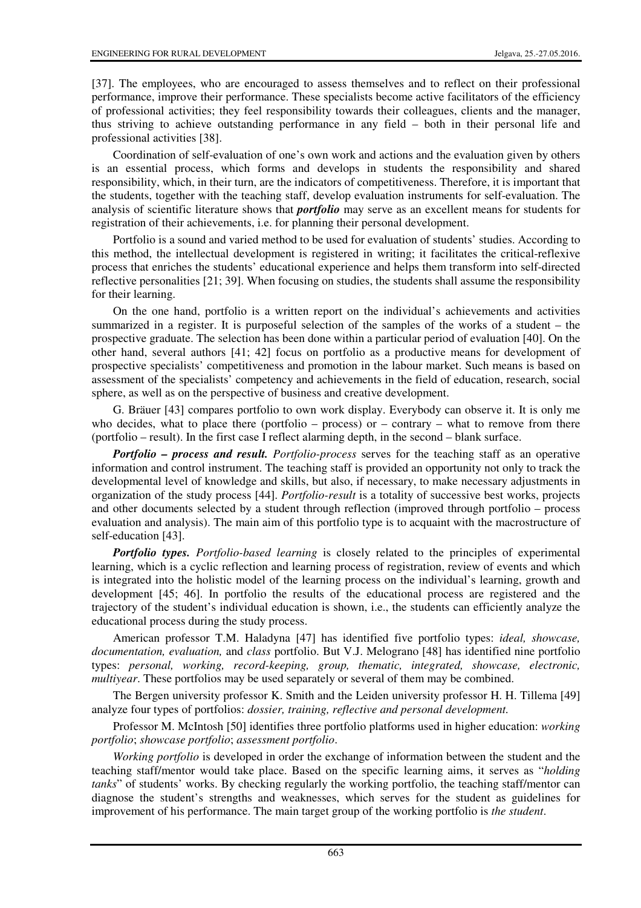[37]. The employees, who are encouraged to assess themselves and to reflect on their professional performance, improve their performance. These specialists become active facilitators of the efficiency of professional activities; they feel responsibility towards their colleagues, clients and the manager, thus striving to achieve outstanding performance in any field – both in their personal life and professional activities [38].

Coordination of self-evaluation of one's own work and actions and the evaluation given by others is an essential process, which forms and develops in students the responsibility and shared responsibility, which, in their turn, are the indicators of competitiveness. Therefore, it is important that the students, together with the teaching staff, develop evaluation instruments for self-evaluation. The analysis of scientific literature shows that ***portfolio*** may serve as an excellent means for students for registration of their achievements, i.e. for planning their personal development.

Portfolio is a sound and varied method to be used for evaluation of students' studies. According to this method, the intellectual development is registered in writing; it facilitates the critical-reflexive process that enriches the students' educational experience and helps them transform into self-directed reflective personalities [21; 39]. When focusing on studies, the students shall assume the responsibility for their learning.

On the one hand, portfolio is a written report on the individual's achievements and activities summarized in a register. It is purposeful selection of the samples of the works of a student – the prospective graduate. The selection has been done within a particular period of evaluation [40]. On the other hand, several authors [41; 42] focus on portfolio as a productive means for development of prospective specialists' competitiveness and promotion in the labour market. Such means is based on assessment of the specialists' competency and achievements in the field of education, research, social sphere, as well as on the perspective of business and creative development.

G. Bräuer [43] compares portfolio to own work display. Everybody can observe it. It is only me who decides, what to place there (portfolio – process) or – contrary – what to remove from there (portfolio – result). In the first case I reflect alarming depth, in the second – blank surface.

***Portfolio – process and result.*** *Portfolio-process* serves for the teaching staff as an operative information and control instrument. The teaching staff is provided an opportunity not only to track the developmental level of knowledge and skills, but also, if necessary, to make necessary adjustments in organization of the study process [44]. *Portfolio-result* is a totality of successive best works, projects and other documents selected by a student through reflection (improved through portfolio – process evaluation and analysis). The main aim of this portfolio type is to acquaint with the macrostructure of self-education [43].

***Portfolio types.*** *Portfolio-based learning* is closely related to the principles of experimental learning, which is a cyclic reflection and learning process of registration, review of events and which is integrated into the holistic model of the learning process on the individual's learning, growth and development [45; 46]. In portfolio the results of the educational process are registered and the trajectory of the student's individual education is shown, i.e., the students can efficiently analyze the educational process during the study process.

American professor T.M. Haladyna [47] has identified five portfolio types: *ideal, showcase, documentation, evaluation,* and *class* portfolio. But V.J. Melograno [48] has identified nine portfolio types: *personal, working, record-keeping, group, thematic, integrated, showcase, electronic, multiyear*. These portfolios may be used separately or several of them may be combined.

The Bergen university professor K. Smith and the Leiden university professor H. H. Tillema [49] analyze four types of portfolios: *dossier, training, reflective and personal development.*

Professor M. McIntosh [50] identifies three portfolio platforms used in higher education: *working portfolio*; *showcase portfolio*; *assessment portfolio*.

*Working portfolio* is developed in order the exchange of information between the student and the teaching staff/mentor would take place. Based on the specific learning aims, it serves as "*holding tanks*" of students' works. By checking regularly the working portfolio, the teaching staff/mentor can diagnose the student's strengths and weaknesses, which serves for the student as guidelines for improvement of his performance. The main target group of the working portfolio is *the student*.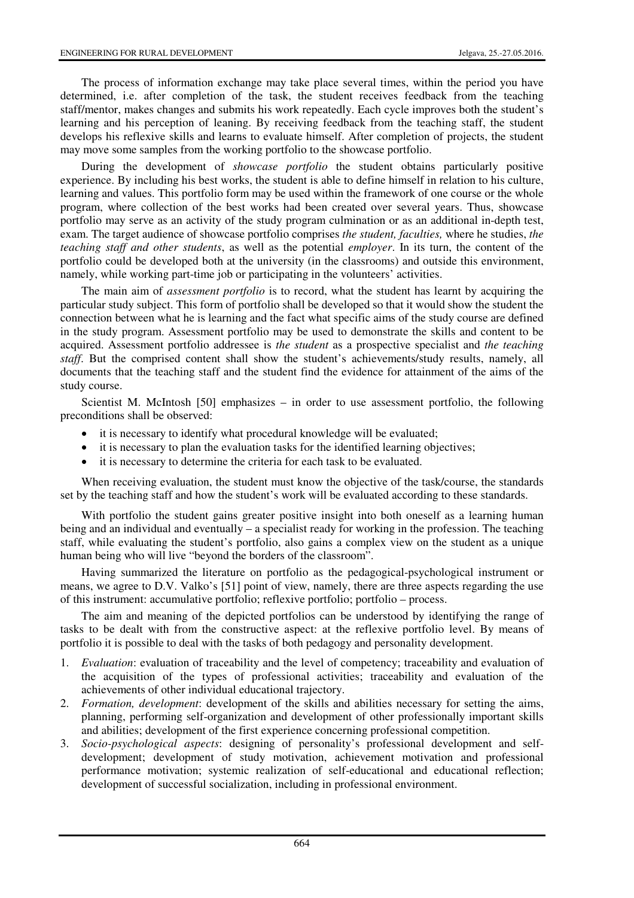The process of information exchange may take place several times, within the period you have determined, i.e. after completion of the task, the student receives feedback from the teaching staff/mentor, makes changes and submits his work repeatedly. Each cycle improves both the student's learning and his perception of leaning. By receiving feedback from the teaching staff, the student develops his reflexive skills and learns to evaluate himself. After completion of projects, the student may move some samples from the working portfolio to the showcase portfolio.

During the development of *showcase portfolio* the student obtains particularly positive experience. By including his best works, the student is able to define himself in relation to his culture, learning and values. This portfolio form may be used within the framework of one course or the whole program, where collection of the best works had been created over several years. Thus, showcase portfolio may serve as an activity of the study program culmination or as an additional in-depth test, exam. The target audience of showcase portfolio comprises *the student, faculties,* where he studies, *the teaching staff and other students*, as well as the potential *employer*. In its turn, the content of the portfolio could be developed both at the university (in the classrooms) and outside this environment, namely, while working part-time job or participating in the volunteers' activities.

The main aim of *assessment portfolio* is to record, what the student has learnt by acquiring the particular study subject. This form of portfolio shall be developed so that it would show the student the connection between what he is learning and the fact what specific aims of the study course are defined in the study program. Assessment portfolio may be used to demonstrate the skills and content to be acquired. Assessment portfolio addressee is *the student* as a prospective specialist and *the teaching staff*. But the comprised content shall show the student's achievements/study results, namely, all documents that the teaching staff and the student find the evidence for attainment of the aims of the study course.

Scientist M. McIntosh [50] emphasizes – in order to use assessment portfolio, the following preconditions shall be observed:

- it is necessary to identify what procedural knowledge will be evaluated;
- it is necessary to plan the evaluation tasks for the identified learning objectives;
- it is necessary to determine the criteria for each task to be evaluated.

When receiving evaluation, the student must know the objective of the task/course, the standards set by the teaching staff and how the student's work will be evaluated according to these standards.

With portfolio the student gains greater positive insight into both oneself as a learning human being and an individual and eventually – a specialist ready for working in the profession. The teaching staff, while evaluating the student's portfolio, also gains a complex view on the student as a unique human being who will live "beyond the borders of the classroom".

Having summarized the literature on portfolio as the pedagogical-psychological instrument or means, we agree to D.V. Valko's [51] point of view, namely, there are three aspects regarding the use of this instrument: accumulative portfolio; reflexive portfolio; portfolio – process.

The aim and meaning of the depicted portfolios can be understood by identifying the range of tasks to be dealt with from the constructive aspect: at the reflexive portfolio level. By means of portfolio it is possible to deal with the tasks of both pedagogy and personality development.

1. *Evaluation*: evaluation of traceability and the level of competency; traceability and evaluation of the acquisition of the types of professional activities; traceability and evaluation of the achievements of other individual educational trajectory.
2. *Formation, development*: development of the skills and abilities necessary for setting the aims, planning, performing self-organization and development of other professionally important skills and abilities; development of the first experience concerning professional competition.
3. *Socio-psychological aspects*: designing of personality's professional development and self-development; development of study motivation, achievement motivation and professional performance motivation; systemic realization of self-educational and educational reflection; development of successful socialization, including in professional environment.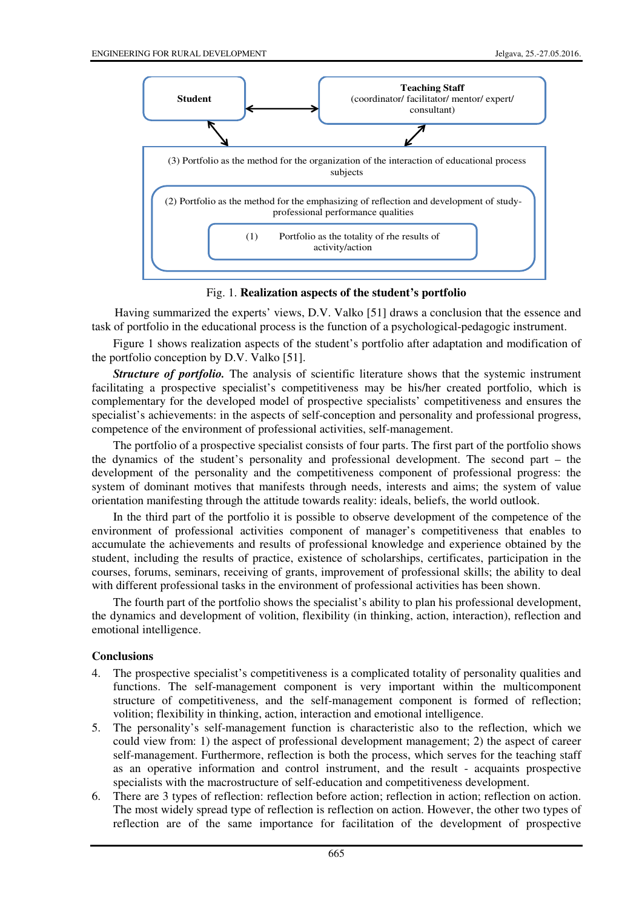Student

Teaching Staff
(coordinator/ facilitator/ mentor/ expert/ consultant)

(3) Portfolio as the method for the organization of the interaction of educational process subjects

(2) Portfolio as the method for the emphasizing of reflection and development of study-professional performance qualities

(1) Portfolio as the totality of rhe results of activity/action

Fig. 1. **Realization aspects of the student's portfolio**

Having summarized the experts' views, D.V. Valko [51] draws a conclusion that the essence and task of portfolio in the educational process is the function of a psychological-pedagogic instrument.

Figure 1 shows realization aspects of the student's portfolio after adaptation and modification of the portfolio conception by D.V. Valko [51].

***Structure of portfolio.*** The analysis of scientific literature shows that the systemic instrument facilitating a prospective specialist's competitiveness may be his/her created portfolio, which is complementary for the developed model of prospective specialists' competitiveness and ensures the specialist's achievements: in the aspects of self-conception and personality and professional progress, competence of the environment of professional activities, self-management.

The portfolio of a prospective specialist consists of four parts. The first part of the portfolio shows the dynamics of the student's personality and professional development. The second part – the development of the personality and the competitiveness component of professional progress: the system of dominant motives that manifests through needs, interests and aims; the system of value orientation manifesting through the attitude towards reality: ideals, beliefs, the world outlook.

In the third part of the portfolio it is possible to observe development of the competence of the environment of professional activities component of manager's competitiveness that enables to accumulate the achievements and results of professional knowledge and experience obtained by the student, including the results of practice, existence of scholarships, certificates, participation in the courses, forums, seminars, receiving of grants, improvement of professional skills; the ability to deal with different professional tasks in the environment of professional activities has been shown.

The fourth part of the portfolio shows the specialist's ability to plan his professional development, the dynamics and development of volition, flexibility (in thinking, action, interaction), reflection and emotional intelligence.

## Conclusions

4. The prospective specialist's competitiveness is a complicated totality of personality qualities and functions. The self-management component is very important within the multicomponent structure of competitiveness, and the self-management component is formed of reflection; volition; flexibility in thinking, action, interaction and emotional intelligence.
5. The personality's self-management function is characteristic also to the reflection, which we could view from: 1) the aspect of professional development management; 2) the aspect of career self-management. Furthermore, reflection is both the process, which serves for the teaching staff as an operative information and control instrument, and the result - acquaints prospective specialists with the macrostructure of self-education and competitiveness development.
6. There are 3 types of reflection: reflection before action; reflection in action; reflection on action. The most widely spread type of reflection is reflection on action. However, the other two types of reflection are of the same importance for facilitation of the development of prospective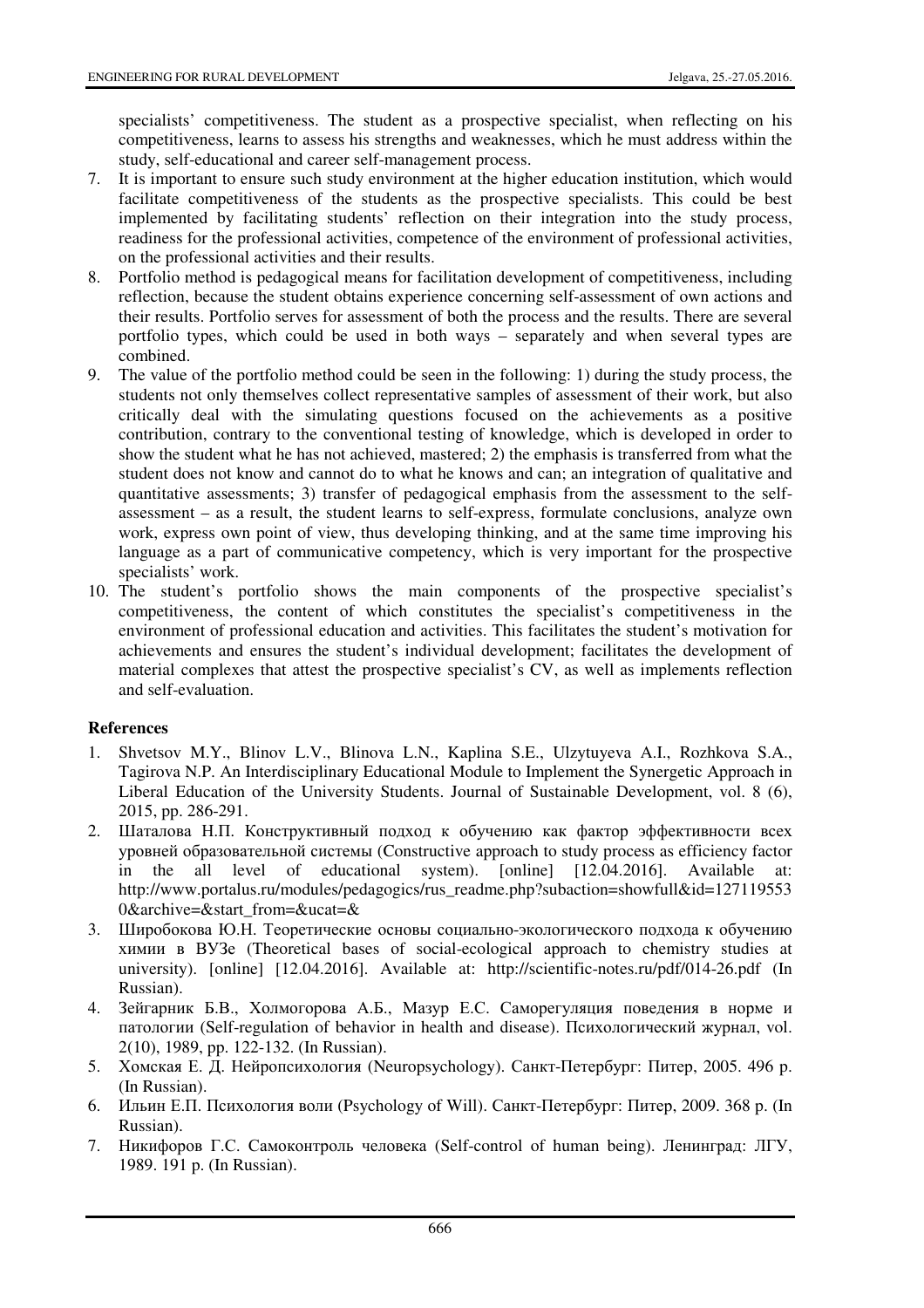specialists' competitiveness. The student as a prospective specialist, when reflecting on his competitiveness, learns to assess his strengths and weaknesses, which he must address within the study, self-educational and career self-management process.

7. It is important to ensure such study environment at the higher education institution, which would facilitate competitiveness of the students as the prospective specialists. This could be best implemented by facilitating students' reflection on their integration into the study process, readiness for the professional activities, competence of the environment of professional activities, on the professional activities and their results.
8. Portfolio method is pedagogical means for facilitation development of competitiveness, including reflection, because the student obtains experience concerning self-assessment of own actions and their results. Portfolio serves for assessment of both the process and the results. There are several portfolio types, which could be used in both ways – separately and when several types are combined.
9. The value of the portfolio method could be seen in the following: 1) during the study process, the students not only themselves collect representative samples of assessment of their work, but also critically deal with the simulating questions focused on the achievements as a positive contribution, contrary to the conventional testing of knowledge, which is developed in order to show the student what he has not achieved, mastered; 2) the emphasis is transferred from what the student does not know and cannot do to what he knows and can; an integration of qualitative and quantitative assessments; 3) transfer of pedagogical emphasis from the assessment to the self-assessment – as a result, the student learns to self-express, formulate conclusions, analyze own work, express own point of view, thus developing thinking, and at the same time improving his language as a part of communicative competency, which is very important for the prospective specialists' work.
10. The student's portfolio shows the main components of the prospective specialist's competitiveness, the content of which constitutes the specialist's competitiveness in the environment of professional education and activities. This facilitates the student's motivation for achievements and ensures the student's individual development; facilitates the development of material complexes that attest the prospective specialist's CV, as well as implements reflection and self-evaluation.

## References

1. Shvetsov M.Y., Blinov L.V., Blinova L.N., Kaplina S.E., Ulzytuyeva A.I., Rozhkova S.A., Tagirova N.P. An Interdisciplinary Educational Module to Implement the Synergetic Approach in Liberal Education of the University Students. Journal of Sustainable Development, vol. 8 (6), 2015, pp. 286-291.
2. Шаталова Н.П. Конструктивный подход к обучению как фактор эффективности всех уровней образовательной системы (Constructive approach to study process as efficiency factor in the all level of educational system). [online] [12.04.2016]. Available at: http://www.portalus.ru/modules/pedagogics/rus_readme.php?subaction=showfull&id=1271195530&archive=&start_from=&ucat=&
3. Широбокова Ю.Н. Теоретические основы социально-экологического подхода к обучению химии в ВУЗе (Theoretical bases of social-ecological approach to chemistry studies at university). [online] [12.04.2016]. Available at: http://scientific-notes.ru/pdf/014-26.pdf (In Russian).
4. Зейгарник Б.В., Холмогорова А.Б., Мазур Е.С. Саморегуляция поведения в норме и патологии (Self-regulation of behavior in health and disease). Психологический журнал, vol. 2(10), 1989, pp. 122-132. (In Russian).
5. Хомская Е. Д. Нейропсихология (Neuropsychology). Санкт-Петербург: Питер, 2005. 496 p. (In Russian).
6. Ильин Е.П. Психология воли (Psychology of Will). Санкт-Петербург: Питер, 2009. 368 p. (In Russian).
7. Никифоров Г.С. Самоконтроль человека (Self-control of human being). Ленинград: ЛГУ, 1989. 191 p. (In Russian).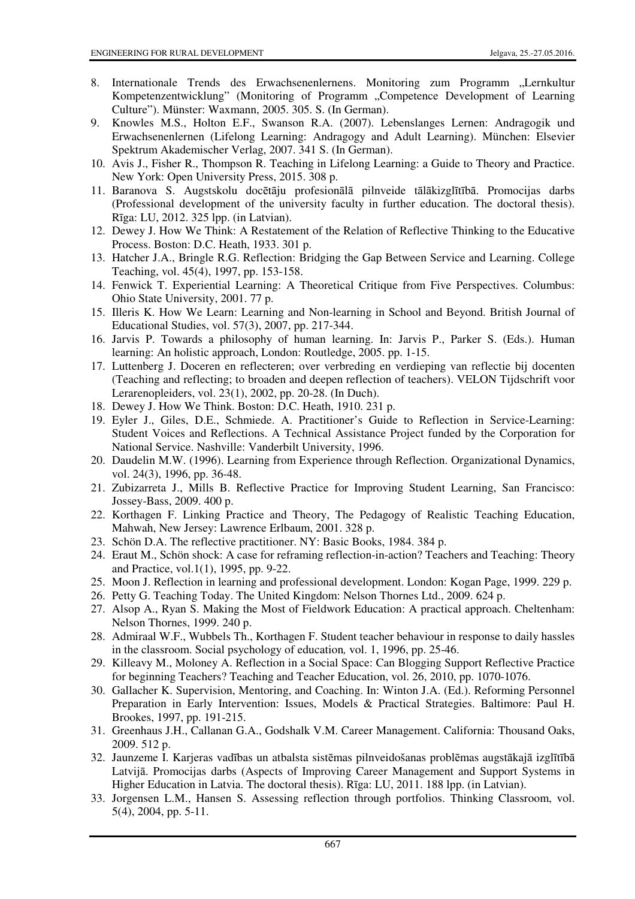8. Internationale Trends des Erwachsenenlernens. Monitoring zum Programm „Lernkultur Kompetenzentwicklung" (Monitoring of Programm „Competence Development of Learning Culture"). Münster: Waxmann, 2005. 305. S. (In German).
9. Knowles M.S., Holton E.F., Swanson R.A. (2007). Lebenslanges Lernen: Andragogik und Erwachsenenlernen (Lifelong Learning: Andragogy and Adult Learning). München: Elsevier Spektrum Akademischer Verlag, 2007. 341 S. (In German).
10. Avis J., Fisher R., Thompson R. Teaching in Lifelong Learning: a Guide to Theory and Practice. New York: Open University Press, 2015. 308 p.
11. Baranova S. Augstskolu docētāju profesionālā pilnveide tālākizglītībā. Promocijas darbs (Professional development of the university faculty in further education. The doctoral thesis). Rīga: LU, 2012. 325 lpp. (in Latvian).
12. Dewey J. How We Think: A Restatement of the Relation of Reflective Thinking to the Educative Process. Boston: D.C. Heath, 1933. 301 p.
13. Hatcher J.A., Bringle R.G. Reflection: Bridging the Gap Between Service and Learning. College Teaching, vol. 45(4), 1997, pp. 153-158.
14. Fenwick T. Experiential Learning: A Theoretical Critique from Five Perspectives. Columbus: Ohio State University, 2001. 77 p.
15. Illeris K. How We Learn: Learning and Non-learning in School and Beyond. British Journal of Educational Studies, vol. 57(3), 2007, pp. 217-344.
16. Jarvis P. Towards a philosophy of human learning. In: Jarvis P., Parker S. (Eds.). Human learning: An holistic approach, London: Routledge, 2005. pp. 1-15.
17. Luttenberg J. Doceren en reflecteren; over verbreding en verdieping van reflectie bij docenten (Teaching and reflecting; to broaden and deepen reflection of teachers). VELON Tijdschrift voor Lerarenopleiders, vol. 23(1), 2002, pp. 20-28. (In Duch).
18. Dewey J. How We Think. Boston: D.C. Heath, 1910. 231 p.
19. Eyler J., Giles, D.E., Schmiede. A. Practitioner's Guide to Reflection in Service-Learning: Student Voices and Reflections. A Technical Assistance Project funded by the Corporation for National Service. Nashville: Vanderbilt University, 1996.
20. Daudelin M.W. (1996). Learning from Experience through Reflection. Organizational Dynamics, vol. 24(3), 1996, pp. 36-48.
21. Zubizarreta J., Mills B. Reflective Practice for Improving Student Learning, San Francisco: Jossey-Bass, 2009. 400 p.
22. Korthagen F. Linking Practice and Theory, The Pedagogy of Realistic Teaching Education, Mahwah, New Jersey: Lawrence Erlbaum, 2001. 328 p.
23. Schön D.A. The reflective practitioner. NY: Basic Books, 1984. 384 p.
24. Eraut M., Schön shock: A case for reframing reflection-in-action? Teachers and Teaching: Theory and Practice, vol.1(1), 1995, pp. 9-22.
25. Moon J. Reflection in learning and professional development. London: Kogan Page, 1999. 229 p.
26. Petty G. Teaching Today. The United Kingdom: Nelson Thornes Ltd., 2009. 624 p.
27. Alsop A., Ryan S. Making the Most of Fieldwork Education: A practical approach. Cheltenham: Nelson Thornes, 1999. 240 p.
28. Admiraal W.F., Wubbels Th., Korthagen F. Student teacher behaviour in response to daily hassles in the classroom. Social psychology of education*,* vol. 1, 1996, pp. 25-46.
29. Killeavy M., Moloney A. Reflection in a Social Space: Can Blogging Support Reflective Practice for beginning Teachers? Teaching and Teacher Education, vol. 26, 2010, pp. 1070-1076.
30. Gallacher K. Supervision, Mentoring, and Coaching. In: Winton J.A. (Ed.). Reforming Personnel Preparation in Early Intervention: Issues, Models & Practical Strategies. Baltimore: Paul H. Brookes, 1997, pp. 191-215.
31. Greenhaus J.H., Callanan G.A., Godshalk V.M. Career Management. California: Thousand Oaks, 2009. 512 p.
32. Jaunzeme I. Karjeras vadības un atbalsta sistēmas pilnveidošanas problēmas augstākajā izglītībā Latvijā. Promocijas darbs (Aspects of Improving Career Management and Support Systems in Higher Education in Latvia. The doctoral thesis). Rīga: LU, 2011. 188 lpp. (in Latvian).
33. Jorgensen L.M., Hansen S. Assessing reflection through portfolios. Thinking Classroom, vol. 5(4), 2004, pp. 5-11.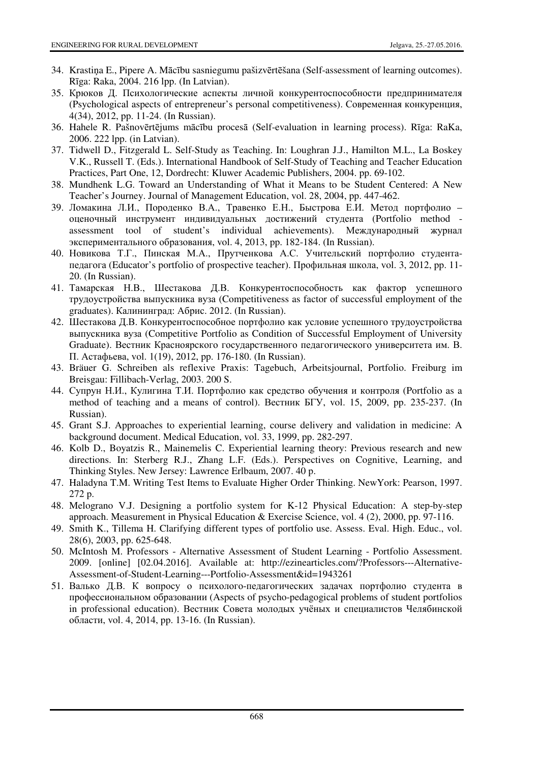34. Krastiņa E., Pipere A. Mācību sasniegumu pašizvērtēšana (Self-assessment of learning outcomes). Rīga: Raka, 2004. 216 lpp. (In Latvian).
35. Крюков Д. Психологические аспекты личной конкурентоспособности предпринимателя (Psychological aspects of entrepreneur's personal competitiveness). Современная конкуренция, 4(34), 2012, pp. 11-24. (In Russian).
36. Hahele R. Pašnovērtējums mācību procesā (Self-evaluation in learning process). Rīga: RaKa, 2006. 222 lpp. (in Latvian).
37. Tidwell D., Fitzgerald L. Self-Study as Teaching. In: Loughran J.J., Hamilton M.L., La Boskey V.K., Russell T. (Eds.). International Handbook of Self-Study of Teaching and Teacher Education Practices, Part One, 12, Dordrecht: Kluwer Academic Publishers, 2004. pp. 69-102.
38. Mundhenk L.G. Toward an Understanding of What it Means to be Student Centered: A New Teacher's Journey. Journal of Management Education, vol. 28, 2004, pp. 447-462.
39. Ломакина Л.И., Породенко В.А., Травенко Е.Н., Быстрова Е.И. Метод портфолио – оценочный инструмент индивидуальных достижений студента (Portfolio method - assessment tool of student's individual achievements). Международный журнал экспериментального образования, vol. 4, 2013, pp. 182-184. (In Russian).
40. Новикова Т.Г., Пинская М.А., Прутченкова А.С. Учительский портфолио студента-педагога (Educator's portfolio of prospective teacher). Профильная школа, vol. 3, 2012, pp. 11-20. (In Russian).
41. Тамарская Н.В., Шестакова Д.В. Конкурентоспособность как фактор успешного трудоустройства выпускника вуза (Competitiveness as factor of successful employment of the graduates). Калининград: Абрис. 2012. (In Russian).
42. Шестакова Д.В. Конкурентоспособное портфолио как условие успешного трудоустройства выпускника вуза (Competitive Portfolio as Condition of Successful Employment of University Graduate). Вестник Красноярского государственного педагогического университета им. В. П. Астафьева, vol. 1(19), 2012, pp. 176-180. (In Russian).
43. Bräuer G. Schreiben als reflexive Praxis: Tagebuch, Arbeitsjournal, Portfolio. Freiburg im Breisgau: Fillibach-Verlag, 2003. 200 S.
44. Супрун Н.И., Кулигина Т.И. Портфолио как средство обучения и контроля (Portfolio as a method of teaching and a means of control). Вестник БГУ, vol. 15, 2009, pp. 235-237. (In Russian).
45. Grant S.J. Approaches to experiential learning, course delivery and validation in medicine: A background document. Medical Education, vol. 33, 1999, pp. 282-297.
46. Kolb D., Boyatzis R., Mainemelis C. Experiential learning theory: Previous research and new directions. In: Sterberg R.J., Zhang L.F. (Eds.). Perspectives on Cognitive, Learning, and Thinking Styles. New Jersey: Lawrence Erlbaum, 2007. 40 p.
47. Haladyna T.M. Writing Test Items to Evaluate Higher Order Thinking. NewYork: Pearson, 1997. 272 p.
48. Melograno V.J. Designing a portfolio system for K-12 Physical Education: A step-by-step approach. Measurement in Physical Education & Exercise Science, vol. 4 (2), 2000, pp. 97-116.
49. Smith K., Tillema H. Clarifying different types of portfolio use. Assess. Eval. High. Educ., vol. 28(6), 2003, pp. 625-648.
50. McIntosh M. Professors - Alternative Assessment of Student Learning - Portfolio Assessment. 2009. [online] [02.04.2016]. Available at: http://ezinearticles.com/?Professors---Alternative-Assessment-of-Student-Learning---Portfolio-Assessment&id=1943261
51. Валько Д.В. К вопросу о психолого-педагогических задачах портфолио студента в профессиональном образовании (Aspects of psycho-pedagogical problems of student portfolios in professional education). Вестник Совета молодых учёных и специалистов Челябинской области, vol. 4, 2014, pp. 13-16. (In Russian).